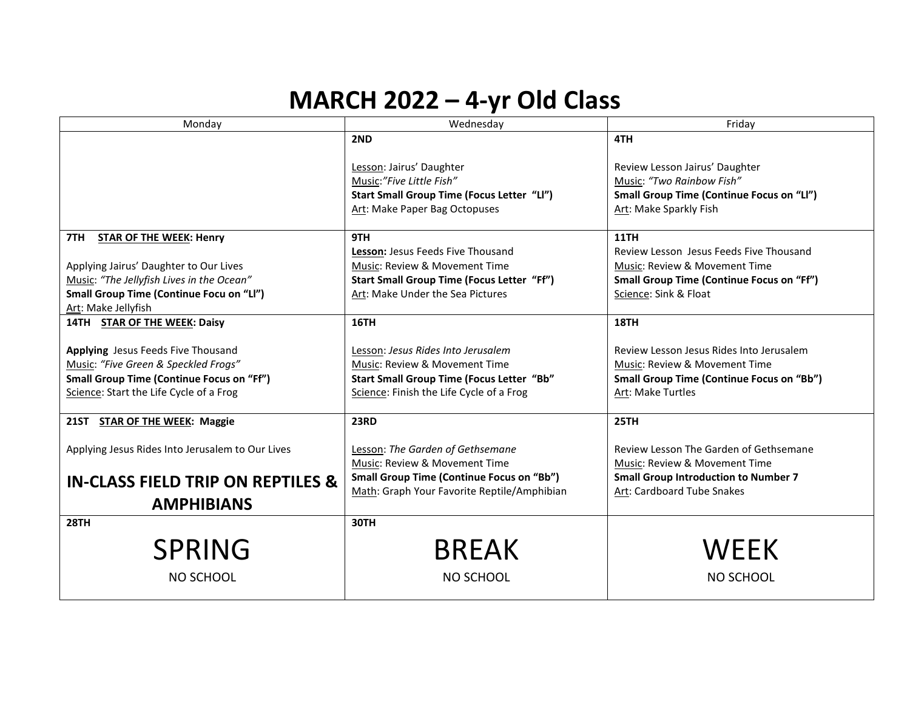# MARCH 2022 – 4-yr Old Class

| Monday | Wednesday | Friday |
|---|---|---|
| | **2ND**<br><br>Lesson: Jairus' Daughter<br>Music:*"Five Little Fish"*<br>**Start Small Group Time (Focus Letter "Ll")**<br>Art: Make Paper Bag Octopuses | **4TH**<br><br>Review Lesson Jairus' Daughter<br>Music: *"Two Rainbow Fish"*<br>**Small Group Time (Continue Focus on "Ll")**<br>Art: Make Sparkly Fish |
| **7TH STAR OF THE WEEK: Henry**<br><br>Applying Jairus' Daughter to Our Lives<br>Music: *"The Jellyfish Lives in the Ocean"*<br>**Small Group Time (Continue Focu on "Ll")**<br>Art: Make Jellyfish | **9TH**<br>**Lesson:** Jesus Feeds Five Thousand<br>Music: Review & Movement Time<br>**Start Small Group Time (Focus Letter "Ff")**<br>Art: Make Under the Sea Pictures | **11TH**<br>Review Lesson Jesus Feeds Five Thousand<br>Music: Review & Movement Time<br>**Small Group Time (Continue Focus on "Ff")**<br>Science: Sink & Float |
| **14TH STAR OF THE WEEK: Daisy**<br><br>**Applying** Jesus Feeds Five Thousand<br>Music: *"Five Green & Speckled Frogs"*<br>**Small Group Time (Continue Focus on "Ff")**<br>Science: Start the Life Cycle of a Frog | **16TH**<br><br>Lesson: *Jesus Rides Into Jerusalem*<br>Music: Review & Movement Time<br>**Start Small Group Time (Focus Letter "Bb"**<br>Science: Finish the Life Cycle of a Frog | **18TH**<br><br>Review Lesson Jesus Rides Into Jerusalem<br>Music: Review & Movement Time<br>**Small Group Time (Continue Focus on "Bb")**<br>Art: Make Turtles |
| **21ST STAR OF THE WEEK: Maggie**<br><br>Applying Jesus Rides Into Jerusalem to Our Lives<br><br>**IN-CLASS FIELD TRIP ON REPTILES & AMPHIBIANS** | **23RD**<br><br>Lesson: *The Garden of Gethsemane*<br>Music: Review & Movement Time<br>**Small Group Time (Continue Focus on "Bb")**<br>Math: Graph Your Favorite Reptile/Amphibian | **25TH**<br><br>Review Lesson The Garden of Gethsemane<br>Music: Review & Movement Time<br>**Small Group Introduction to Number 7**<br>Art: Cardboard Tube Snakes |
| **28TH**<br>SPRING<br>NO SCHOOL | **30TH**<br>BREAK<br>NO SCHOOL | WEEK<br>NO SCHOOL |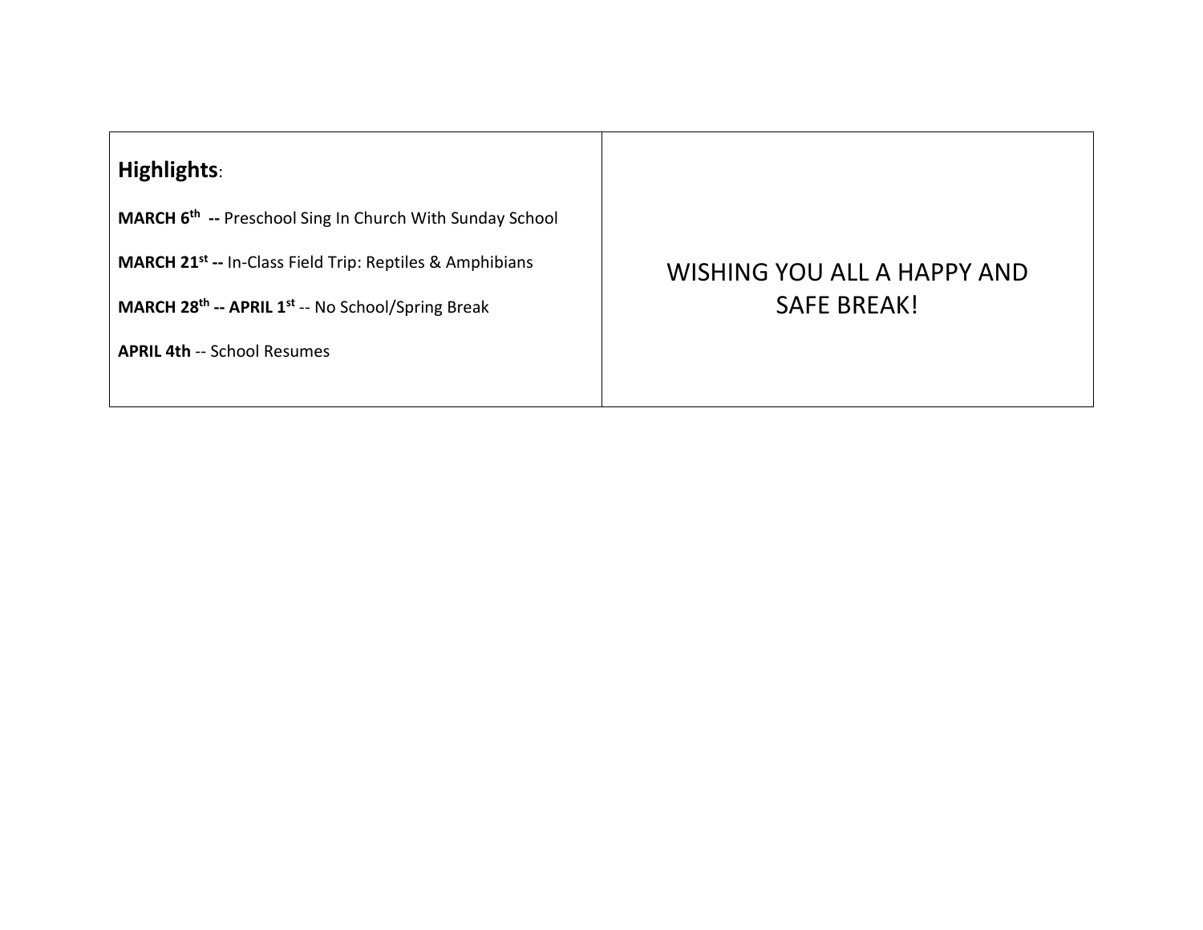**Highlights**:

**MARCH 6th --** Preschool Sing In Church With Sunday School

**MARCH 21st --** In-Class Field Trip: Reptiles & Amphibians

**MARCH 28th -- APRIL 1st** -- No School/Spring Break

**APRIL 4th** -- School Resumes

WISHING YOU ALL A HAPPY AND SAFE BREAK!